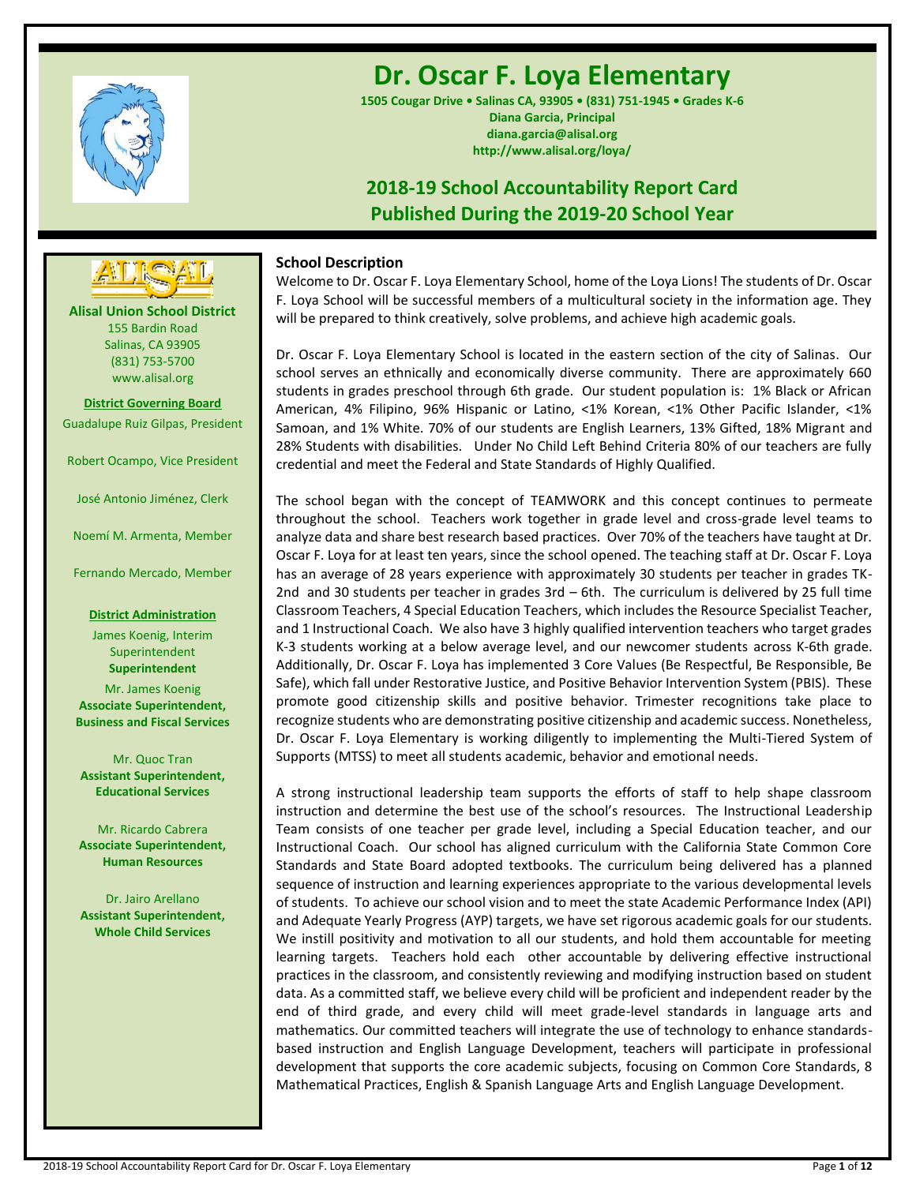# Dr. Oscar F. Loya Elementary

**1505 Cougar Drive • Salinas CA, 93905 • (831) 751-1945 • Grades K-6**
**Diana Garcia, Principal**
**diana.garcia@alisal.org**
**http://www.alisal.org/loya/**

## 2018-19 School Accountability Report Card
## Published During the 2019-20 School Year

**Alisal Union School District**
155 Bardin Road
Salinas, CA 93905
(831) 753-5700
www.alisal.org

**District Governing Board**

Guadalupe Ruiz Gilpas, President

Robert Ocampo, Vice President

José Antonio Jiménez, Clerk

Noemí M. Armenta, Member

Fernando Mercado, Member

**District Administration**

James Koenig, Interim Superintendent
**Superintendent**

Mr. James Koenig
**Associate Superintendent, Business and Fiscal Services**

Mr. Quoc Tran
**Assistant Superintendent, Educational Services**

Mr. Ricardo Cabrera
**Associate Superintendent, Human Resources**

Dr. Jairo Arellano
**Assistant Superintendent, Whole Child Services**

### School Description

Welcome to Dr. Oscar F. Loya Elementary School, home of the Loya Lions! The students of Dr. Oscar F. Loya School will be successful members of a multicultural society in the information age. They will be prepared to think creatively, solve problems, and achieve high academic goals.

Dr. Oscar F. Loya Elementary School is located in the eastern section of the city of Salinas. Our school serves an ethnically and economically diverse community. There are approximately 660 students in grades preschool through 6th grade. Our student population is: 1% Black or African American, 4% Filipino, 96% Hispanic or Latino, <1% Korean, <1% Other Pacific Islander, <1% Samoan, and 1% White. 70% of our students are English Learners, 13% Gifted, 18% Migrant and 28% Students with disabilities. Under No Child Left Behind Criteria 80% of our teachers are fully credential and meet the Federal and State Standards of Highly Qualified.

The school began with the concept of TEAMWORK and this concept continues to permeate throughout the school. Teachers work together in grade level and cross-grade level teams to analyze data and share best research based practices. Over 70% of the teachers have taught at Dr. Oscar F. Loya for at least ten years, since the school opened. The teaching staff at Dr. Oscar F. Loya has an average of 28 years experience with approximately 30 students per teacher in grades TK-2nd and 30 students per teacher in grades 3rd – 6th. The curriculum is delivered by 25 full time Classroom Teachers, 4 Special Education Teachers, which includes the Resource Specialist Teacher, and 1 Instructional Coach. We also have 3 highly qualified intervention teachers who target grades K-3 students working at a below average level, and our newcomer students across K-6th grade. Additionally, Dr. Oscar F. Loya has implemented 3 Core Values (Be Respectful, Be Responsible, Be Safe), which fall under Restorative Justice, and Positive Behavior Intervention System (PBIS). These promote good citizenship skills and positive behavior. Trimester recognitions take place to recognize students who are demonstrating positive citizenship and academic success. Nonetheless, Dr. Oscar F. Loya Elementary is working diligently to implementing the Multi-Tiered System of Supports (MTSS) to meet all students academic, behavior and emotional needs.

A strong instructional leadership team supports the efforts of staff to help shape classroom instruction and determine the best use of the school's resources. The Instructional Leadership Team consists of one teacher per grade level, including a Special Education teacher, and our Instructional Coach. Our school has aligned curriculum with the California State Common Core Standards and State Board adopted textbooks. The curriculum being delivered has a planned sequence of instruction and learning experiences appropriate to the various developmental levels of students. To achieve our school vision and to meet the state Academic Performance Index (API) and Adequate Yearly Progress (AYP) targets, we have set rigorous academic goals for our students. We instill positivity and motivation to all our students, and hold them accountable for meeting learning targets. Teachers hold each other accountable by delivering effective instructional practices in the classroom, and consistently reviewing and modifying instruction based on student data. As a committed staff, we believe every child will be proficient and independent reader by the end of third grade, and every child will meet grade-level standards in language arts and mathematics. Our committed teachers will integrate the use of technology to enhance standards-based instruction and English Language Development, teachers will participate in professional development that supports the core academic subjects, focusing on Common Core Standards, 8 Mathematical Practices, English & Spanish Language Arts and English Language Development.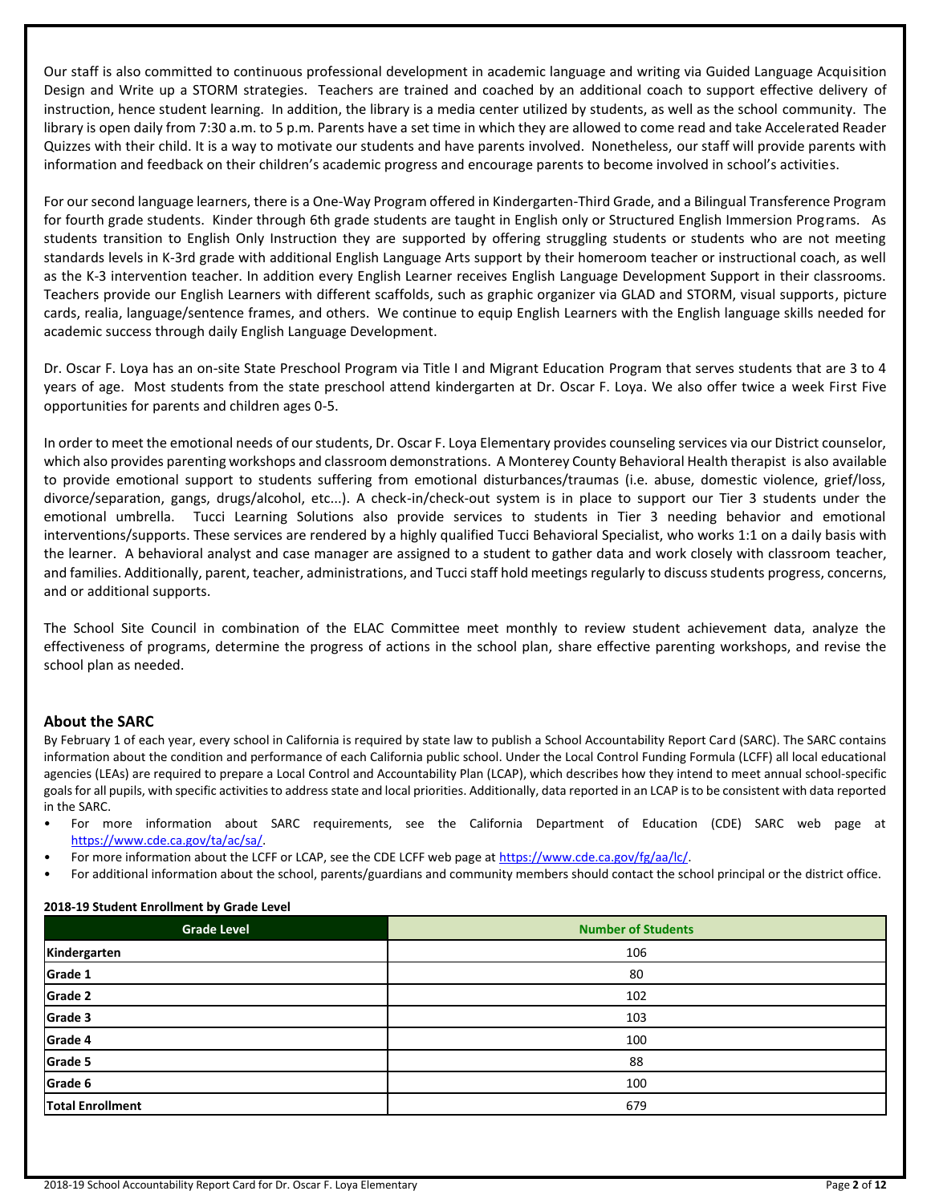Our staff is also committed to continuous professional development in academic language and writing via Guided Language Acquisition Design and Write up a STORM strategies. Teachers are trained and coached by an additional coach to support effective delivery of instruction, hence student learning. In addition, the library is a media center utilized by students, as well as the school community. The library is open daily from 7:30 a.m. to 5 p.m. Parents have a set time in which they are allowed to come read and take Accelerated Reader Quizzes with their child. It is a way to motivate our students and have parents involved. Nonetheless, our staff will provide parents with information and feedback on their children's academic progress and encourage parents to become involved in school's activities.

For our second language learners, there is a One-Way Program offered in Kindergarten-Third Grade, and a Bilingual Transference Program for fourth grade students. Kinder through 6th grade students are taught in English only or Structured English Immersion Programs. As students transition to English Only Instruction they are supported by offering struggling students or students who are not meeting standards levels in K-3rd grade with additional English Language Arts support by their homeroom teacher or instructional coach, as well as the K-3 intervention teacher. In addition every English Learner receives English Language Development Support in their classrooms. Teachers provide our English Learners with different scaffolds, such as graphic organizer via GLAD and STORM, visual supports, picture cards, realia, language/sentence frames, and others. We continue to equip English Learners with the English language skills needed for academic success through daily English Language Development.

Dr. Oscar F. Loya has an on-site State Preschool Program via Title I and Migrant Education Program that serves students that are 3 to 4 years of age. Most students from the state preschool attend kindergarten at Dr. Oscar F. Loya. We also offer twice a week First Five opportunities for parents and children ages 0-5.

In order to meet the emotional needs of our students, Dr. Oscar F. Loya Elementary provides counseling services via our District counselor, which also provides parenting workshops and classroom demonstrations. A Monterey County Behavioral Health therapist is also available to provide emotional support to students suffering from emotional disturbances/traumas (i.e. abuse, domestic violence, grief/loss, divorce/separation, gangs, drugs/alcohol, etc...). A check-in/check-out system is in place to support our Tier 3 students under the emotional umbrella. Tucci Learning Solutions also provide services to students in Tier 3 needing behavior and emotional interventions/supports. These services are rendered by a highly qualified Tucci Behavioral Specialist, who works 1:1 on a daily basis with the learner. A behavioral analyst and case manager are assigned to a student to gather data and work closely with classroom teacher, and families. Additionally, parent, teacher, administrations, and Tucci staff hold meetings regularly to discuss students progress, concerns, and or additional supports.

The School Site Council in combination of the ELAC Committee meet monthly to review student achievement data, analyze the effectiveness of programs, determine the progress of actions in the school plan, share effective parenting workshops, and revise the school plan as needed.

## About the SARC

By February 1 of each year, every school in California is required by state law to publish a School Accountability Report Card (SARC). The SARC contains information about the condition and performance of each California public school. Under the Local Control Funding Formula (LCFF) all local educational agencies (LEAs) are required to prepare a Local Control and Accountability Plan (LCAP), which describes how they intend to meet annual school-specific goals for all pupils, with specific activities to address state and local priorities. Additionally, data reported in an LCAP is to be consistent with data reported in the SARC.

- For more information about SARC requirements, see the California Department of Education (CDE) SARC web page at https://www.cde.ca.gov/ta/ac/sa/.
- For more information about the LCFF or LCAP, see the CDE LCFF web page at https://www.cde.ca.gov/fg/aa/lc/.
- For additional information about the school, parents/guardians and community members should contact the school principal or the district office.

**2018-19 Student Enrollment by Grade Level**

| Grade Level | Number of Students |
|---|---|
| **Kindergarten** | 106 |
| **Grade 1** | 80 |
| **Grade 2** | 102 |
| **Grade 3** | 103 |
| **Grade 4** | 100 |
| **Grade 5** | 88 |
| **Grade 6** | 100 |
| **Total Enrollment** | 679 |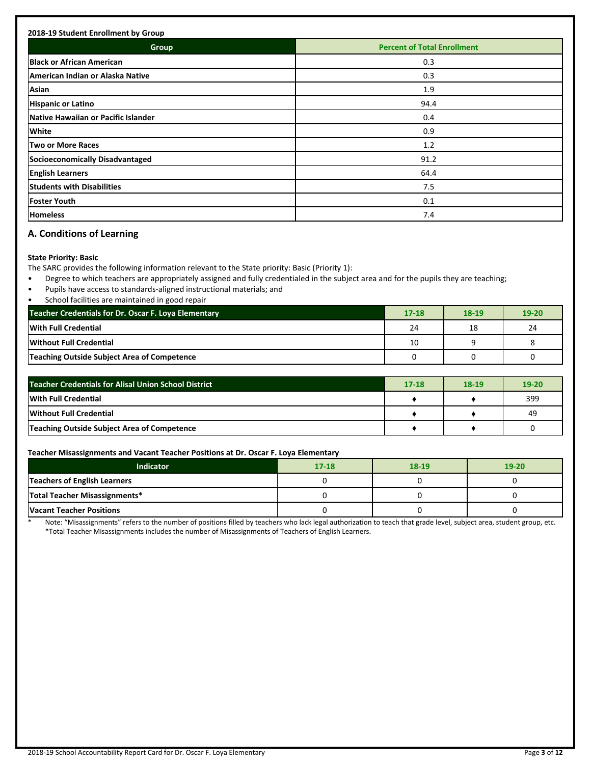**2018-19 Student Enrollment by Group**

| Group | Percent of Total Enrollment |
| --- | --- |
| Black or African American | 0.3 |
| American Indian or Alaska Native | 0.3 |
| Asian | 1.9 |
| Hispanic or Latino | 94.4 |
| Native Hawaiian or Pacific Islander | 0.4 |
| White | 0.9 |
| Two or More Races | 1.2 |
| Socioeconomically Disadvantaged | 91.2 |
| English Learners | 64.4 |
| Students with Disabilities | 7.5 |
| Foster Youth | 0.1 |
| Homeless | 7.4 |

## A. Conditions of Learning

**State Priority: Basic**

The SARC provides the following information relevant to the State priority: Basic (Priority 1):

- Degree to which teachers are appropriately assigned and fully credentialed in the subject area and for the pupils they are teaching;
- Pupils have access to standards-aligned instructional materials; and
- School facilities are maintained in good repair

| Teacher Credentials for Dr. Oscar F. Loya Elementary | 17-18 | 18-19 | 19-20 |
| --- | --- | --- | --- |
| With Full Credential | 24 | 18 | 24 |
| Without Full Credential | 10 | 9 | 8 |
| Teaching Outside Subject Area of Competence | 0 | 0 | 0 |

| Teacher Credentials for Alisal Union School District | 17-18 | 18-19 | 19-20 |
| --- | --- | --- | --- |
| With Full Credential | ♦ | ♦ | 399 |
| Without Full Credential | ♦ | ♦ | 49 |
| Teaching Outside Subject Area of Competence | ♦ | ♦ | 0 |

**Teacher Misassignments and Vacant Teacher Positions at Dr. Oscar F. Loya Elementary**

| Indicator | 17-18 | 18-19 | 19-20 |
| --- | --- | --- | --- |
| Teachers of English Learners | 0 | 0 | 0 |
| Total Teacher Misassignments* | 0 | 0 | 0 |
| Vacant Teacher Positions | 0 | 0 | 0 |

\* Note: "Misassignments" refers to the number of positions filled by teachers who lack legal authorization to teach that grade level, subject area, student group, etc.
*Total Teacher Misassignments includes the number of Misassignments of Teachers of English Learners.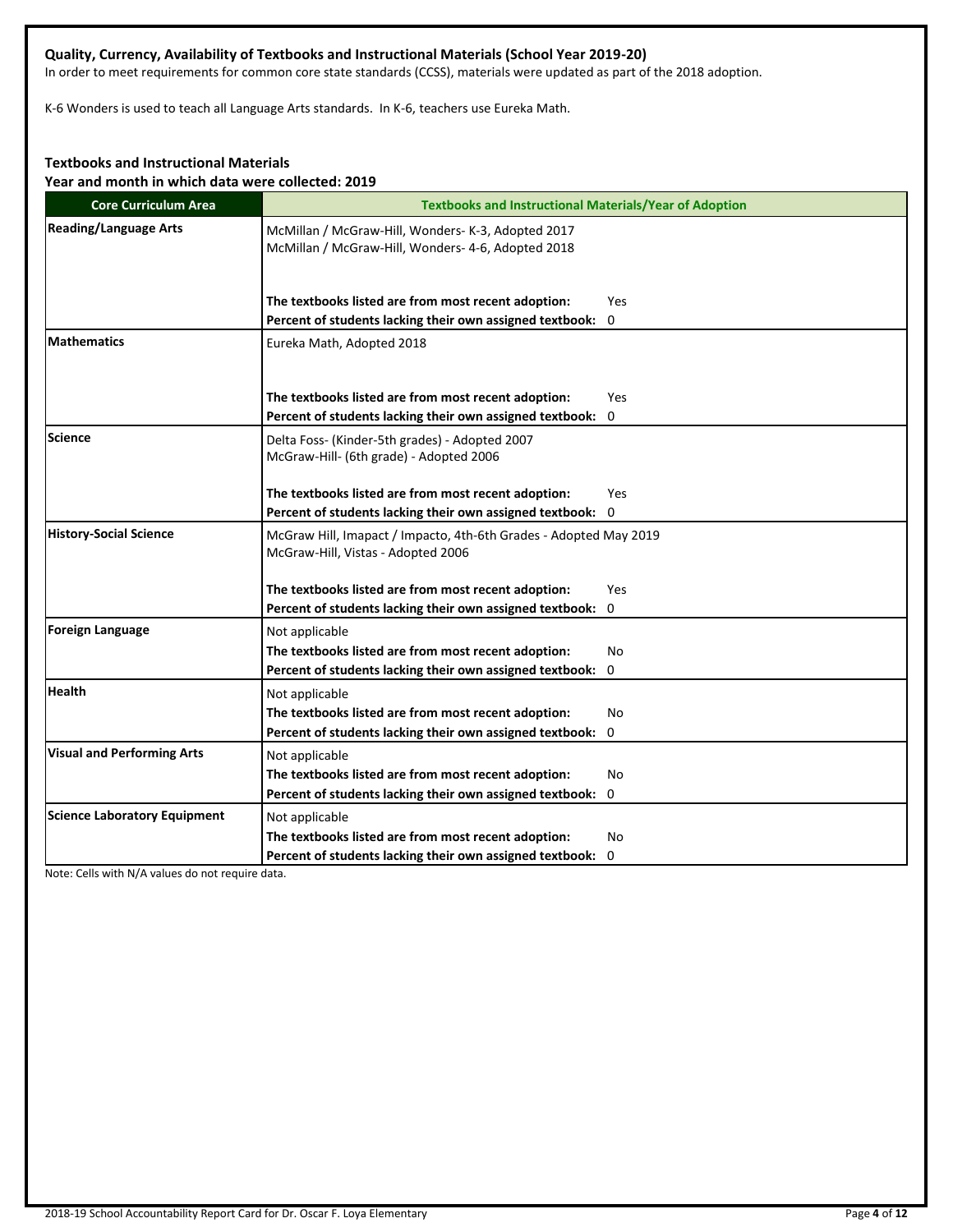**Quality, Currency, Availability of Textbooks and Instructional Materials (School Year 2019-20)**

In order to meet requirements for common core state standards (CCSS), materials were updated as part of the 2018 adoption.

K-6 Wonders is used to teach all Language Arts standards. In K-6, teachers use Eureka Math.

**Textbooks and Instructional Materials**
**Year and month in which data were collected: 2019**

| Core Curriculum Area | Textbooks and Instructional Materials/Year of Adoption |
|---|---|
| **Reading/Language Arts** | McMillan / McGraw-Hill, Wonders- K-3, Adopted 2017<br>McMillan / McGraw-Hill, Wonders- 4-6, Adopted 2018<br><br>**The textbooks listed are from most recent adoption:** Yes<br>**Percent of students lacking their own assigned textbook:** 0 |
| **Mathematics** | Eureka Math, Adopted 2018<br><br>**The textbooks listed are from most recent adoption:** Yes<br>**Percent of students lacking their own assigned textbook:** 0 |
| **Science** | Delta Foss- (Kinder-5th grades) - Adopted 2007<br>McGraw-Hill- (6th grade) - Adopted 2006<br><br>**The textbooks listed are from most recent adoption:** Yes<br>**Percent of students lacking their own assigned textbook:** 0 |
| **History-Social Science** | McGraw Hill, Imapact / Impacto, 4th-6th Grades - Adopted May 2019<br>McGraw-Hill, Vistas - Adopted 2006<br><br>**The textbooks listed are from most recent adoption:** Yes<br>**Percent of students lacking their own assigned textbook:** 0 |
| **Foreign Language** | Not applicable<br>**The textbooks listed are from most recent adoption:** No<br>**Percent of students lacking their own assigned textbook:** 0 |
| **Health** | Not applicable<br>**The textbooks listed are from most recent adoption:** No<br>**Percent of students lacking their own assigned textbook:** 0 |
| **Visual and Performing Arts** | Not applicable<br>**The textbooks listed are from most recent adoption:** No<br>**Percent of students lacking their own assigned textbook:** 0 |
| **Science Laboratory Equipment** | Not applicable<br>**The textbooks listed are from most recent adoption:** No<br>**Percent of students lacking their own assigned textbook:** 0 |

Note: Cells with N/A values do not require data.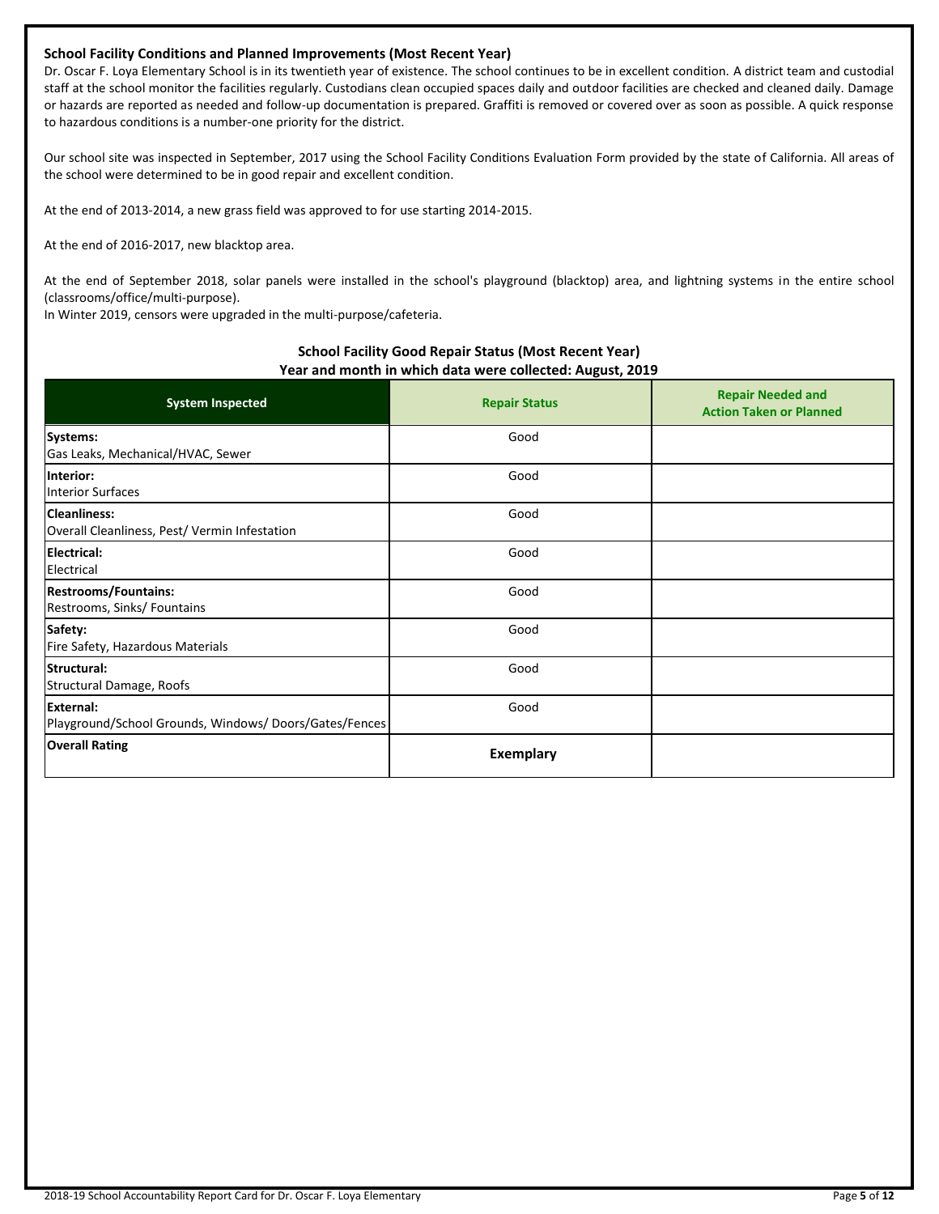### School Facility Conditions and Planned Improvements (Most Recent Year)

Dr. Oscar F. Loya Elementary School is in its twentieth year of existence. The school continues to be in excellent condition. A district team and custodial staff at the school monitor the facilities regularly. Custodians clean occupied spaces daily and outdoor facilities are checked and cleaned daily. Damage or hazards are reported as needed and follow-up documentation is prepared. Graffiti is removed or covered over as soon as possible. A quick response to hazardous conditions is a number-one priority for the district.

Our school site was inspected in September, 2017 using the School Facility Conditions Evaluation Form provided by the state of California. All areas of the school were determined to be in good repair and excellent condition.

At the end of 2013-2014, a new grass field was approved to for use starting 2014-2015.

At the end of 2016-2017, new blacktop area.

At the end of September 2018, solar panels were installed in the school's playground (blacktop) area, and lightning systems in the entire school (classrooms/office/multi-purpose).
In Winter 2019, censors were upgraded in the multi-purpose/cafeteria.

**School Facility Good Repair Status (Most Recent Year)**
**Year and month in which data were collected: August, 2019**

| System Inspected | Repair Status | Repair Needed and Action Taken or Planned |
|---|---|---|
| **Systems:** Gas Leaks, Mechanical/HVAC, Sewer | Good | |
| **Interior:** Interior Surfaces | Good | |
| **Cleanliness:** Overall Cleanliness, Pest/ Vermin Infestation | Good | |
| **Electrical:** Electrical | Good | |
| **Restrooms/Fountains:** Restrooms, Sinks/ Fountains | Good | |
| **Safety:** Fire Safety, Hazardous Materials | Good | |
| **Structural:** Structural Damage, Roofs | Good | |
| **External:** Playground/School Grounds, Windows/ Doors/Gates/Fences | Good | |
| **Overall Rating** | **Exemplary** | |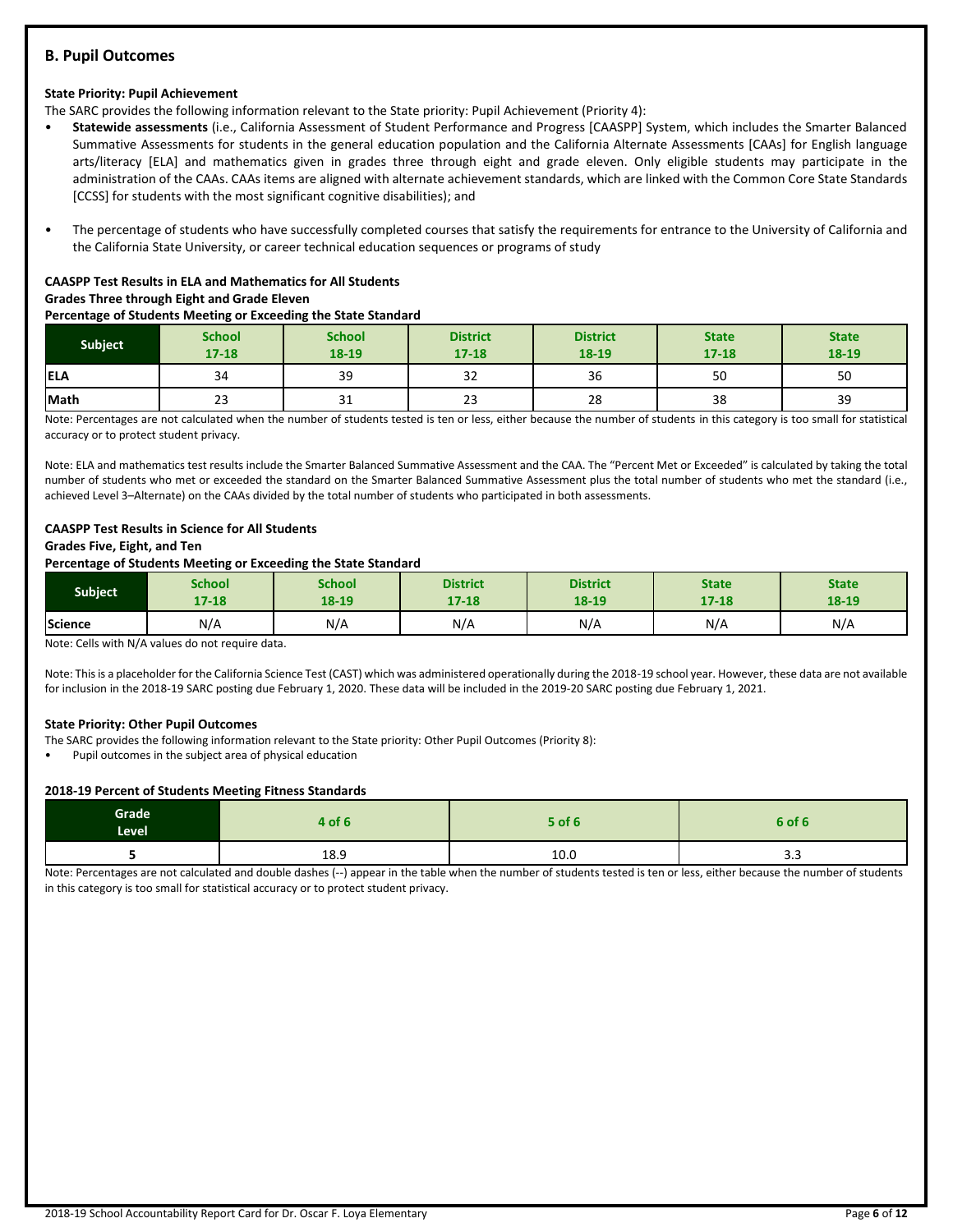## B. Pupil Outcomes

### State Priority: Pupil Achievement

The SARC provides the following information relevant to the State priority: Pupil Achievement (Priority 4):

- **Statewide assessments** (i.e., California Assessment of Student Performance and Progress [CAASPP] System, which includes the Smarter Balanced Summative Assessments for students in the general education population and the California Alternate Assessments [CAAs] for English language arts/literacy [ELA] and mathematics given in grades three through eight and grade eleven. Only eligible students may participate in the administration of the CAAs. CAAs items are aligned with alternate achievement standards, which are linked with the Common Core State Standards [CCSS] for students with the most significant cognitive disabilities); and
- The percentage of students who have successfully completed courses that satisfy the requirements for entrance to the University of California and the California State University, or career technical education sequences or programs of study

**CAASPP Test Results in ELA and Mathematics for All Students**
**Grades Three through Eight and Grade Eleven**
**Percentage of Students Meeting or Exceeding the State Standard**

| Subject | School 17-18 | School 18-19 | District 17-18 | District 18-19 | State 17-18 | State 18-19 |
|---|---|---|---|---|---|---|
| ELA | 34 | 39 | 32 | 36 | 50 | 50 |
| Math | 23 | 31 | 23 | 28 | 38 | 39 |

Note: Percentages are not calculated when the number of students tested is ten or less, either because the number of students in this category is too small for statistical accuracy or to protect student privacy.

Note: ELA and mathematics test results include the Smarter Balanced Summative Assessment and the CAA. The "Percent Met or Exceeded" is calculated by taking the total number of students who met or exceeded the standard on the Smarter Balanced Summative Assessment plus the total number of students who met the standard (i.e., achieved Level 3–Alternate) on the CAAs divided by the total number of students who participated in both assessments.

**CAASPP Test Results in Science for All Students**
**Grades Five, Eight, and Ten**
**Percentage of Students Meeting or Exceeding the State Standard**

| Subject | School 17-18 | School 18-19 | District 17-18 | District 18-19 | State 17-18 | State 18-19 |
|---|---|---|---|---|---|---|
| Science | N/A | N/A | N/A | N/A | N/A | N/A |

Note: Cells with N/A values do not require data.

Note: This is a placeholder for the California Science Test (CAST) which was administered operationally during the 2018-19 school year. However, these data are not available for inclusion in the 2018-19 SARC posting due February 1, 2020. These data will be included in the 2019-20 SARC posting due February 1, 2021.

### State Priority: Other Pupil Outcomes

The SARC provides the following information relevant to the State priority: Other Pupil Outcomes (Priority 8):

- Pupil outcomes in the subject area of physical education

**2018-19 Percent of Students Meeting Fitness Standards**

| Grade Level | 4 of 6 | 5 of 6 | 6 of 6 |
|---|---|---|---|
| 5 | 18.9 | 10.0 | 3.3 |

Note: Percentages are not calculated and double dashes (--) appear in the table when the number of students tested is ten or less, either because the number of students in this category is too small for statistical accuracy or to protect student privacy.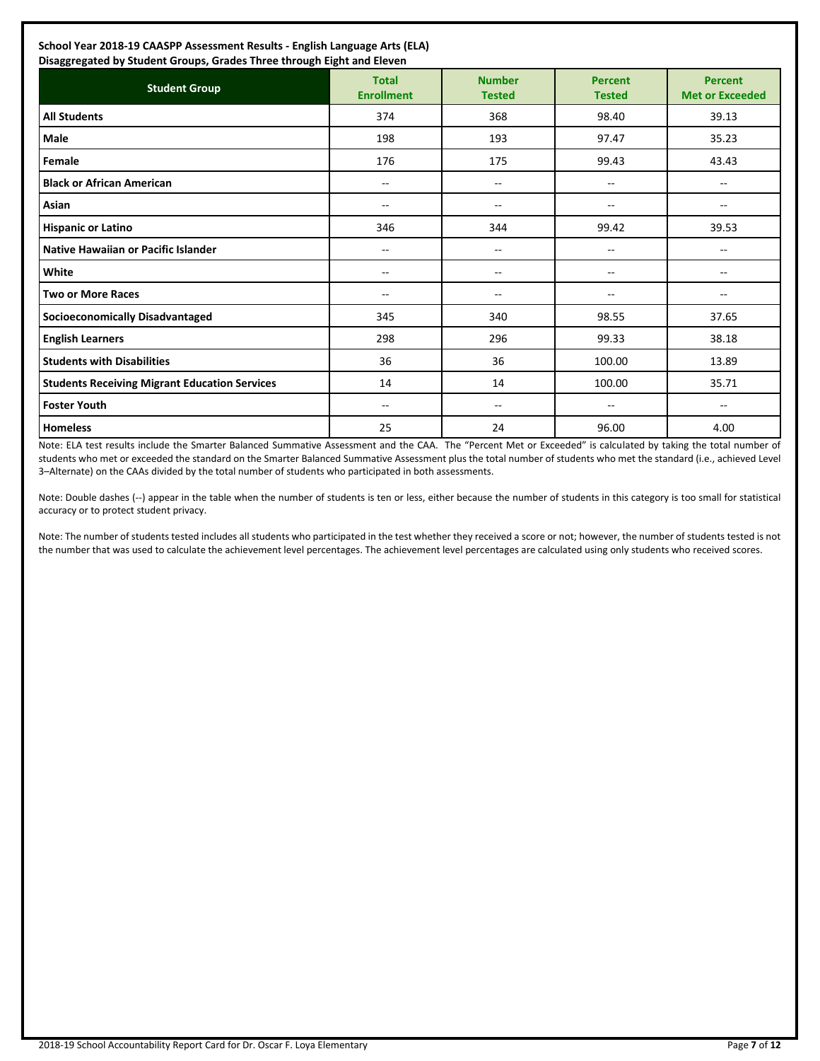**School Year 2018-19 CAASPP Assessment Results - English Language Arts (ELA)**
**Disaggregated by Student Groups, Grades Three through Eight and Eleven**

| Student Group | Total Enrollment | Number Tested | Percent Tested | Percent Met or Exceeded |
|---|---|---|---|---|
| **All Students** | 374 | 368 | 98.40 | 39.13 |
| **Male** | 198 | 193 | 97.47 | 35.23 |
| **Female** | 176 | 175 | 99.43 | 43.43 |
| **Black or African American** | -- | -- | -- | -- |
| **Asian** | -- | -- | -- | -- |
| **Hispanic or Latino** | 346 | 344 | 99.42 | 39.53 |
| **Native Hawaiian or Pacific Islander** | -- | -- | -- | -- |
| **White** | -- | -- | -- | -- |
| **Two or More Races** | -- | -- | -- | -- |
| **Socioeconomically Disadvantaged** | 345 | 340 | 98.55 | 37.65 |
| **English Learners** | 298 | 296 | 99.33 | 38.18 |
| **Students with Disabilities** | 36 | 36 | 100.00 | 13.89 |
| **Students Receiving Migrant Education Services** | 14 | 14 | 100.00 | 35.71 |
| **Foster Youth** | -- | -- | -- | -- |
| **Homeless** | 25 | 24 | 96.00 | 4.00 |

Note: ELA test results include the Smarter Balanced Summative Assessment and the CAA. The "Percent Met or Exceeded" is calculated by taking the total number of students who met or exceeded the standard on the Smarter Balanced Summative Assessment plus the total number of students who met the standard (i.e., achieved Level 3–Alternate) on the CAAs divided by the total number of students who participated in both assessments.

Note: Double dashes (--) appear in the table when the number of students is ten or less, either because the number of students in this category is too small for statistical accuracy or to protect student privacy.

Note: The number of students tested includes all students who participated in the test whether they received a score or not; however, the number of students tested is not the number that was used to calculate the achievement level percentages. The achievement level percentages are calculated using only students who received scores.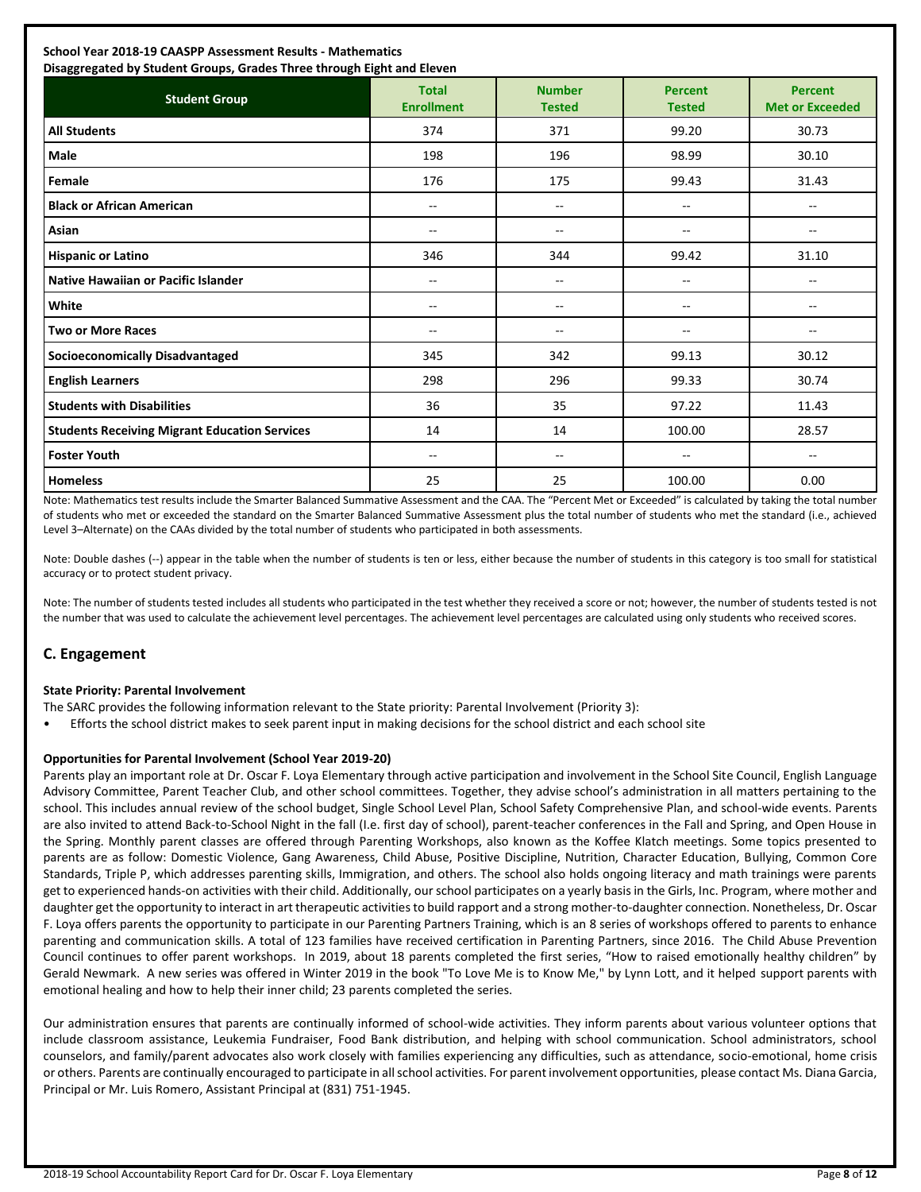**School Year 2018-19 CAASPP Assessment Results - Mathematics**
**Disaggregated by Student Groups, Grades Three through Eight and Eleven**

| Student Group | Total Enrollment | Number Tested | Percent Tested | Percent Met or Exceeded |
|---|---|---|---|---|
| **All Students** | 374 | 371 | 99.20 | 30.73 |
| **Male** | 198 | 196 | 98.99 | 30.10 |
| **Female** | 176 | 175 | 99.43 | 31.43 |
| **Black or African American** | -- | -- | -- | -- |
| **Asian** | -- | -- | -- | -- |
| **Hispanic or Latino** | 346 | 344 | 99.42 | 31.10 |
| **Native Hawaiian or Pacific Islander** | -- | -- | -- | -- |
| **White** | -- | -- | -- | -- |
| **Two or More Races** | -- | -- | -- | -- |
| **Socioeconomically Disadvantaged** | 345 | 342 | 99.13 | 30.12 |
| **English Learners** | 298 | 296 | 99.33 | 30.74 |
| **Students with Disabilities** | 36 | 35 | 97.22 | 11.43 |
| **Students Receiving Migrant Education Services** | 14 | 14 | 100.00 | 28.57 |
| **Foster Youth** | -- | -- | -- | -- |
| **Homeless** | 25 | 25 | 100.00 | 0.00 |

Note: Mathematics test results include the Smarter Balanced Summative Assessment and the CAA. The "Percent Met or Exceeded" is calculated by taking the total number of students who met or exceeded the standard on the Smarter Balanced Summative Assessment plus the total number of students who met the standard (i.e., achieved Level 3–Alternate) on the CAAs divided by the total number of students who participated in both assessments.

Note: Double dashes (--) appear in the table when the number of students is ten or less, either because the number of students in this category is too small for statistical accuracy or to protect student privacy.

Note: The number of students tested includes all students who participated in the test whether they received a score or not; however, the number of students tested is not the number that was used to calculate the achievement level percentages. The achievement level percentages are calculated using only students who received scores.

## C. Engagement

**State Priority: Parental Involvement**

The SARC provides the following information relevant to the State priority: Parental Involvement (Priority 3):

- Efforts the school district makes to seek parent input in making decisions for the school district and each school site

**Opportunities for Parental Involvement (School Year 2019-20)**

Parents play an important role at Dr. Oscar F. Loya Elementary through active participation and involvement in the School Site Council, English Language Advisory Committee, Parent Teacher Club, and other school committees. Together, they advise school's administration in all matters pertaining to the school. This includes annual review of the school budget, Single School Level Plan, School Safety Comprehensive Plan, and school-wide events. Parents are also invited to attend Back-to-School Night in the fall (I.e. first day of school), parent-teacher conferences in the Fall and Spring, and Open House in the Spring. Monthly parent classes are offered through Parenting Workshops, also known as the Koffee Klatch meetings. Some topics presented to parents are as follow: Domestic Violence, Gang Awareness, Child Abuse, Positive Discipline, Nutrition, Character Education, Bullying, Common Core Standards, Triple P, which addresses parenting skills, Immigration, and others. The school also holds ongoing literacy and math trainings were parents get to experienced hands-on activities with their child. Additionally, our school participates on a yearly basis in the Girls, Inc. Program, where mother and daughter get the opportunity to interact in art therapeutic activities to build rapport and a strong mother-to-daughter connection. Nonetheless, Dr. Oscar F. Loya offers parents the opportunity to participate in our Parenting Partners Training, which is an 8 series of workshops offered to parents to enhance parenting and communication skills. A total of 123 families have received certification in Parenting Partners, since 2016. The Child Abuse Prevention Council continues to offer parent workshops. In 2019, about 18 parents completed the first series, "How to raised emotionally healthy children" by Gerald Newmark. A new series was offered in Winter 2019 in the book "To Love Me is to Know Me," by Lynn Lott, and it helped support parents with emotional healing and how to help their inner child; 23 parents completed the series.

Our administration ensures that parents are continually informed of school-wide activities. They inform parents about various volunteer options that include classroom assistance, Leukemia Fundraiser, Food Bank distribution, and helping with school communication. School administrators, school counselors, and family/parent advocates also work closely with families experiencing any difficulties, such as attendance, socio-emotional, home crisis or others. Parents are continually encouraged to participate in all school activities. For parent involvement opportunities, please contact Ms. Diana Garcia, Principal or Mr. Luis Romero, Assistant Principal at (831) 751-1945.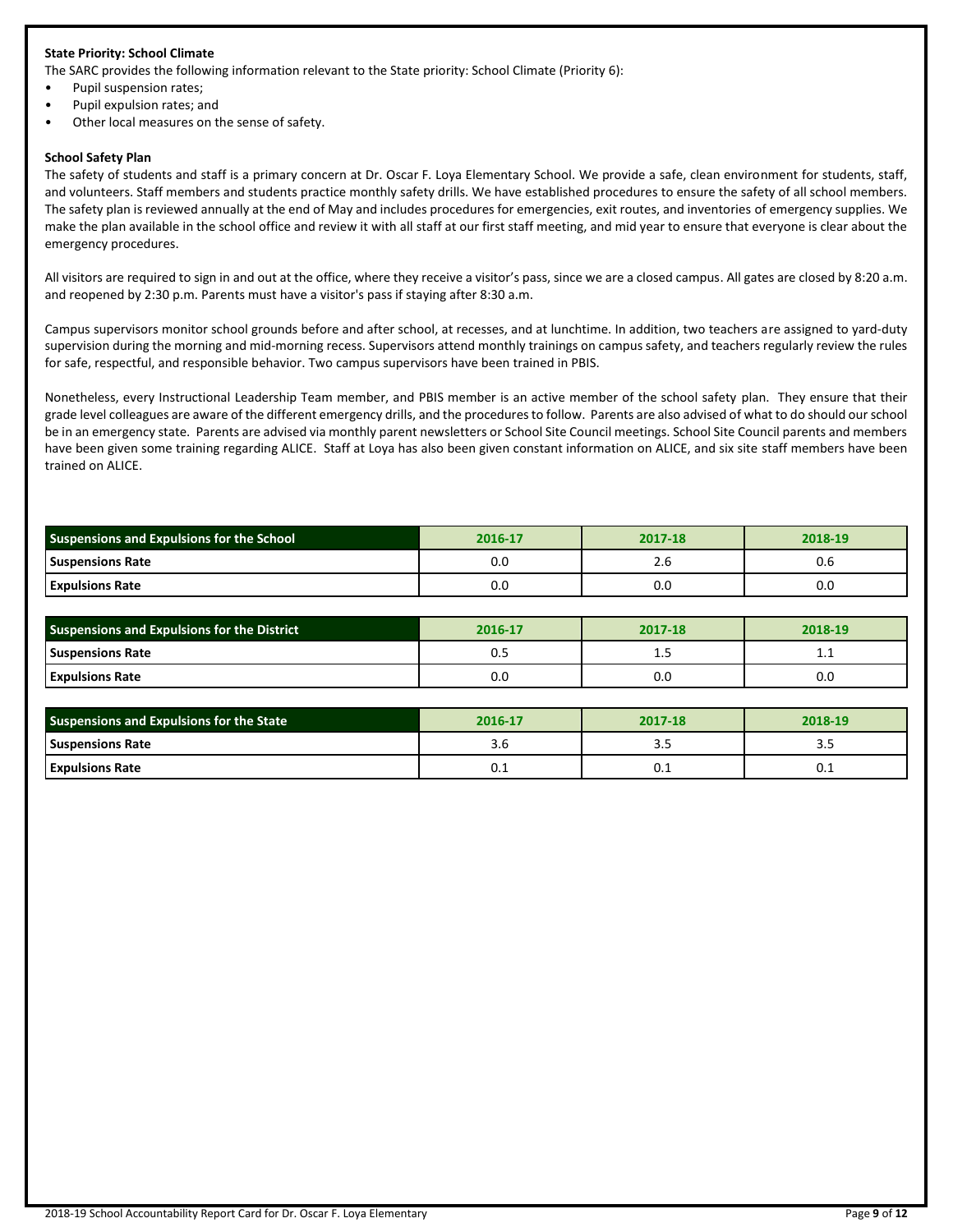**State Priority: School Climate**

The SARC provides the following information relevant to the State priority: School Climate (Priority 6):

- Pupil suspension rates;
- Pupil expulsion rates; and
- Other local measures on the sense of safety.

**School Safety Plan**

The safety of students and staff is a primary concern at Dr. Oscar F. Loya Elementary School. We provide a safe, clean environment for students, staff, and volunteers. Staff members and students practice monthly safety drills. We have established procedures to ensure the safety of all school members. The safety plan is reviewed annually at the end of May and includes procedures for emergencies, exit routes, and inventories of emergency supplies. We make the plan available in the school office and review it with all staff at our first staff meeting, and mid year to ensure that everyone is clear about the emergency procedures.

All visitors are required to sign in and out at the office, where they receive a visitor's pass, since we are a closed campus. All gates are closed by 8:20 a.m. and reopened by 2:30 p.m. Parents must have a visitor's pass if staying after 8:30 a.m.

Campus supervisors monitor school grounds before and after school, at recesses, and at lunchtime. In addition, two teachers are assigned to yard-duty supervision during the morning and mid-morning recess. Supervisors attend monthly trainings on campus safety, and teachers regularly review the rules for safe, respectful, and responsible behavior. Two campus supervisors have been trained in PBIS.

Nonetheless, every Instructional Leadership Team member, and PBIS member is an active member of the school safety plan. They ensure that their grade level colleagues are aware of the different emergency drills, and the procedures to follow. Parents are also advised of what to do should our school be in an emergency state. Parents are advised via monthly parent newsletters or School Site Council meetings. School Site Council parents and members have been given some training regarding ALICE. Staff at Loya has also been given constant information on ALICE, and six site staff members have been trained on ALICE.

| Suspensions and Expulsions for the School | 2016-17 | 2017-18 | 2018-19 |
|---|---|---|---|
| Suspensions Rate | 0.0 | 2.6 | 0.6 |
| Expulsions Rate | 0.0 | 0.0 | 0.0 |

| Suspensions and Expulsions for the District | 2016-17 | 2017-18 | 2018-19 |
|---|---|---|---|
| Suspensions Rate | 0.5 | 1.5 | 1.1 |
| Expulsions Rate | 0.0 | 0.0 | 0.0 |

| Suspensions and Expulsions for the State | 2016-17 | 2017-18 | 2018-19 |
|---|---|---|---|
| Suspensions Rate | 3.6 | 3.5 | 3.5 |
| Expulsions Rate | 0.1 | 0.1 | 0.1 |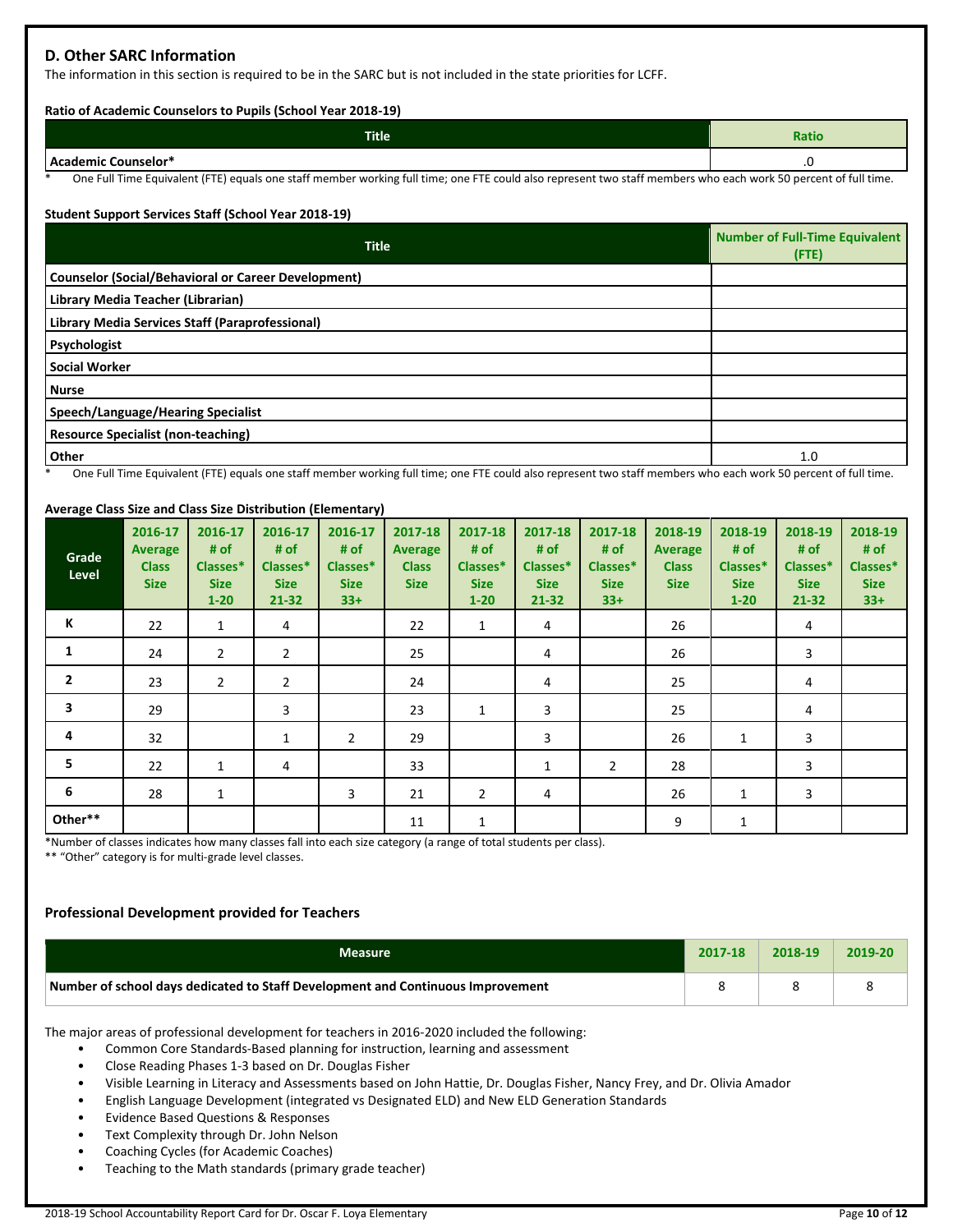## D. Other SARC Information

The information in this section is required to be in the SARC but is not included in the state priorities for LCFF.

**Ratio of Academic Counselors to Pupils (School Year 2018-19)**

| Title | Ratio |
|---|---|
| Academic Counselor* | .0 |

\* One Full Time Equivalent (FTE) equals one staff member working full time; one FTE could also represent two staff members who each work 50 percent of full time.

**Student Support Services Staff (School Year 2018-19)**

| Title | Number of Full-Time Equivalent (FTE) |
|---|---|
| Counselor (Social/Behavioral or Career Development) | |
| Library Media Teacher (Librarian) | |
| Library Media Services Staff (Paraprofessional) | |
| Psychologist | |
| Social Worker | |
| Nurse | |
| Speech/Language/Hearing Specialist | |
| Resource Specialist (non-teaching) | |
| Other | 1.0 |

\* One Full Time Equivalent (FTE) equals one staff member working full time; one FTE could also represent two staff members who each work 50 percent of full time.

**Average Class Size and Class Size Distribution (Elementary)**

| Grade Level | 2016-17 Average Class Size | 2016-17 # of Classes* Size 1-20 | 2016-17 # of Classes* Size 21-32 | 2016-17 # of Classes* Size 33+ | 2017-18 Average Class Size | 2017-18 # of Classes* Size 1-20 | 2017-18 # of Classes* Size 21-32 | 2017-18 # of Classes* Size 33+ | 2018-19 Average Class Size | 2018-19 # of Classes* Size 1-20 | 2018-19 # of Classes* Size 21-32 | 2018-19 # of Classes* Size 33+ |
|---|---|---|---|---|---|---|---|---|---|---|---|---|
| K | 22 | 1 | 4 | | 22 | 1 | 4 | | 26 | | 4 | |
| 1 | 24 | 2 | 2 | | 25 | | 4 | | 26 | | 3 | |
| 2 | 23 | 2 | 2 | | 24 | | 4 | | 25 | | 4 | |
| 3 | 29 | | 3 | | 23 | 1 | 3 | | 25 | | 4 | |
| 4 | 32 | | 1 | 2 | 29 | | 3 | | 26 | 1 | 3 | |
| 5 | 22 | 1 | 4 | | 33 | | 1 | 2 | 28 | | 3 | |
| 6 | 28 | 1 | | 3 | 21 | 2 | 4 | | 26 | 1 | 3 | |
| Other** | | | | | 11 | 1 | | | 9 | 1 | | |

*Number of classes indicates how many classes fall into each size category (a range of total students per class).
** "Other" category is for multi-grade level classes.

### Professional Development provided for Teachers

| Measure | 2017-18 | 2018-19 | 2019-20 |
|---|---|---|---|
| Number of school days dedicated to Staff Development and Continuous Improvement | 8 | 8 | 8 |

The major areas of professional development for teachers in 2016-2020 included the following:

- Common Core Standards-Based planning for instruction, learning and assessment
- Close Reading Phases 1-3 based on Dr. Douglas Fisher
- Visible Learning in Literacy and Assessments based on John Hattie, Dr. Douglas Fisher, Nancy Frey, and Dr. Olivia Amador
- English Language Development (integrated vs Designated ELD) and New ELD Generation Standards
- Evidence Based Questions & Responses
- Text Complexity through Dr. John Nelson
- Coaching Cycles (for Academic Coaches)
- Teaching to the Math standards (primary grade teacher)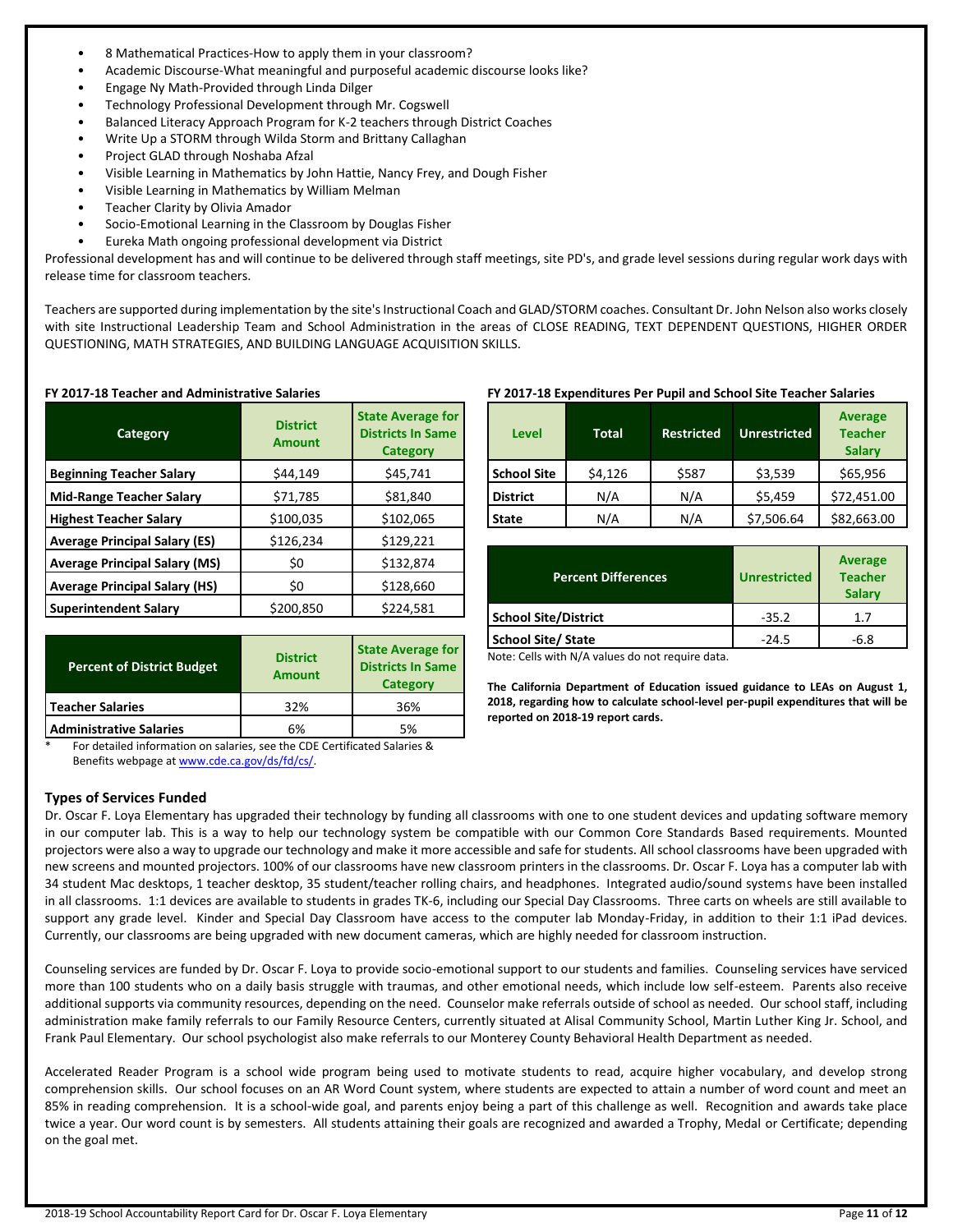- 8 Mathematical Practices-How to apply them in your classroom?
- Academic Discourse-What meaningful and purposeful academic discourse looks like?
- Engage Ny Math-Provided through Linda Dilger
- Technology Professional Development through Mr. Cogswell
- Balanced Literacy Approach Program for K-2 teachers through District Coaches
- Write Up a STORM through Wilda Storm and Brittany Callaghan
- Project GLAD through Noshaba Afzal
- Visible Learning in Mathematics by John Hattie, Nancy Frey, and Dough Fisher
- Visible Learning in Mathematics by William Melman
- Teacher Clarity by Olivia Amador
- Socio-Emotional Learning in the Classroom by Douglas Fisher
- Eureka Math ongoing professional development via District

Professional development has and will continue to be delivered through staff meetings, site PD's, and grade level sessions during regular work days with release time for classroom teachers.

Teachers are supported during implementation by the site's Instructional Coach and GLAD/STORM coaches. Consultant Dr. John Nelson also works closely with site Instructional Leadership Team and School Administration in the areas of CLOSE READING, TEXT DEPENDENT QUESTIONS, HIGHER ORDER QUESTIONING, MATH STRATEGIES, AND BUILDING LANGUAGE ACQUISITION SKILLS.

**FY 2017-18 Teacher and Administrative Salaries**

| Category | District Amount | State Average for Districts In Same Category |
|---|---|---|
| Beginning Teacher Salary | $44,149 | $45,741 |
| Mid-Range Teacher Salary | $71,785 | $81,840 |
| Highest Teacher Salary | $100,035 | $102,065 |
| Average Principal Salary (ES) | $126,234 | $129,221 |
| Average Principal Salary (MS) | $0 | $132,874 |
| Average Principal Salary (HS) | $0 | $128,660 |
| Superintendent Salary | $200,850 | $224,581 |

| Percent of District Budget | District Amount | State Average for Districts In Same Category |
|---|---|---|
| Teacher Salaries | 32% | 36% |
| Administrative Salaries | 6% | 5% |

\* For detailed information on salaries, see the CDE Certificated Salaries & Benefits webpage at www.cde.ca.gov/ds/fd/cs/.

**FY 2017-18 Expenditures Per Pupil and School Site Teacher Salaries**

| Level | Total | Restricted | Unrestricted | Average Teacher Salary |
|---|---|---|---|---|
| School Site | $4,126 | $587 | $3,539 | $65,956 |
| District | N/A | N/A | $5,459 | $72,451.00 |
| State | N/A | N/A | $7,506.64 | $82,663.00 |

| Percent Differences | Unrestricted | Average Teacher Salary |
|---|---|---|
| School Site/District | -35.2 | 1.7 |
| School Site/ State | -24.5 | -6.8 |

Note: Cells with N/A values do not require data.

**The California Department of Education issued guidance to LEAs on August 1, 2018, regarding how to calculate school-level per-pupil expenditures that will be reported on 2018-19 report cards.**

### Types of Services Funded

Dr. Oscar F. Loya Elementary has upgraded their technology by funding all classrooms with one to one student devices and updating software memory in our computer lab. This is a way to help our technology system be compatible with our Common Core Standards Based requirements. Mounted projectors were also a way to upgrade our technology and make it more accessible and safe for students. All school classrooms have been upgraded with new screens and mounted projectors. 100% of our classrooms have new classroom printers in the classrooms. Dr. Oscar F. Loya has a computer lab with 34 student Mac desktops, 1 teacher desktop, 35 student/teacher rolling chairs, and headphones. Integrated audio/sound systems have been installed in all classrooms. 1:1 devices are available to students in grades TK-6, including our Special Day Classrooms. Three carts on wheels are still available to support any grade level. Kinder and Special Day Classroom have access to the computer lab Monday-Friday, in addition to their 1:1 iPad devices. Currently, our classrooms are being upgraded with new document cameras, which are highly needed for classroom instruction.

Counseling services are funded by Dr. Oscar F. Loya to provide socio-emotional support to our students and families. Counseling services have serviced more than 100 students who on a daily basis struggle with traumas, and other emotional needs, which include low self-esteem. Parents also receive additional supports via community resources, depending on the need. Counselor make referrals outside of school as needed. Our school staff, including administration make family referrals to our Family Resource Centers, currently situated at Alisal Community School, Martin Luther King Jr. School, and Frank Paul Elementary. Our school psychologist also make referrals to our Monterey County Behavioral Health Department as needed.

Accelerated Reader Program is a school wide program being used to motivate students to read, acquire higher vocabulary, and develop strong comprehension skills. Our school focuses on an AR Word Count system, where students are expected to attain a number of word count and meet an 85% in reading comprehension. It is a school-wide goal, and parents enjoy being a part of this challenge as well. Recognition and awards take place twice a year. Our word count is by semesters. All students attaining their goals are recognized and awarded a Trophy, Medal or Certificate; depending on the goal met.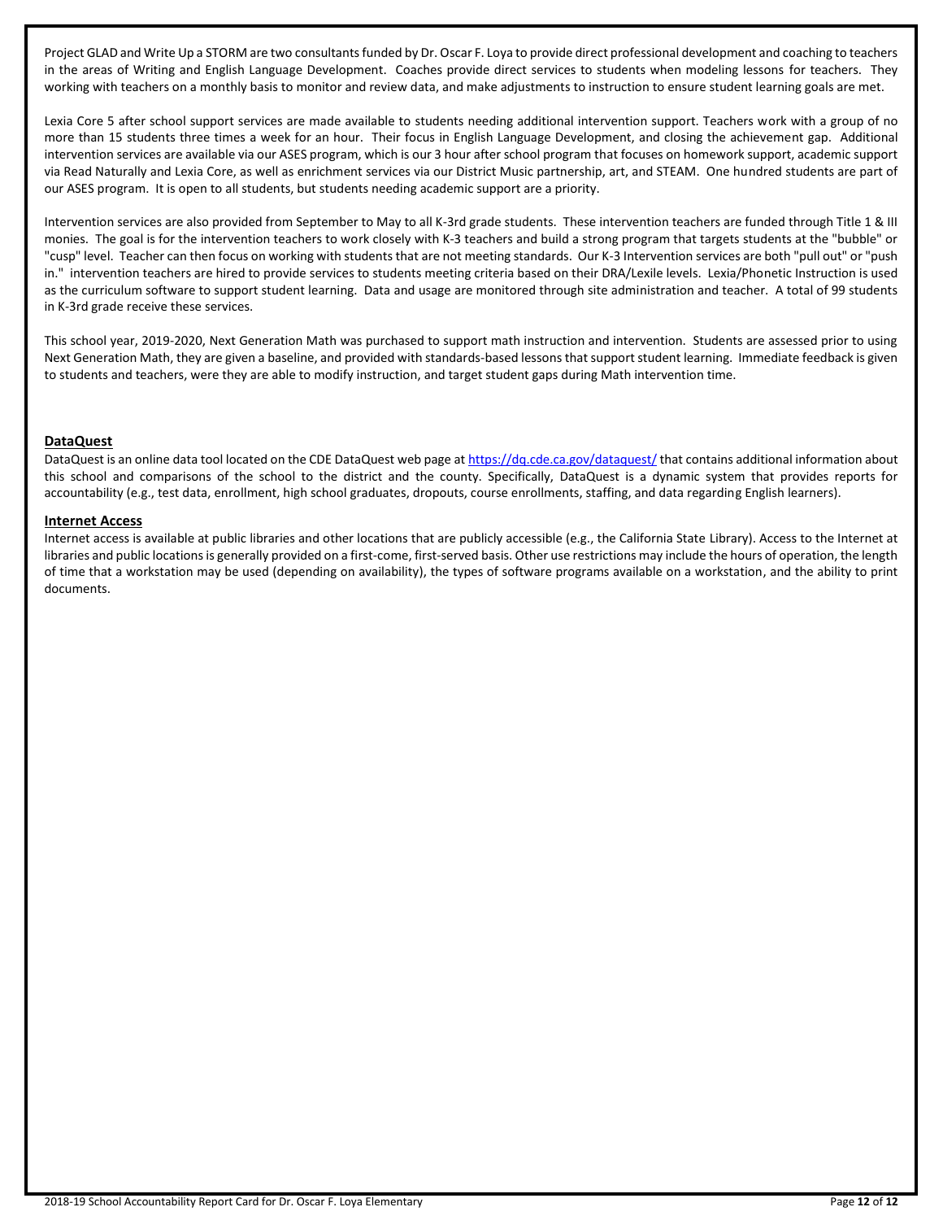Project GLAD and Write Up a STORM are two consultants funded by Dr. Oscar F. Loya to provide direct professional development and coaching to teachers in the areas of Writing and English Language Development. Coaches provide direct services to students when modeling lessons for teachers. They working with teachers on a monthly basis to monitor and review data, and make adjustments to instruction to ensure student learning goals are met.

Lexia Core 5 after school support services are made available to students needing additional intervention support. Teachers work with a group of no more than 15 students three times a week for an hour. Their focus in English Language Development, and closing the achievement gap. Additional intervention services are available via our ASES program, which is our 3 hour after school program that focuses on homework support, academic support via Read Naturally and Lexia Core, as well as enrichment services via our District Music partnership, art, and STEAM. One hundred students are part of our ASES program. It is open to all students, but students needing academic support are a priority.

Intervention services are also provided from September to May to all K-3rd grade students. These intervention teachers are funded through Title 1 & III monies. The goal is for the intervention teachers to work closely with K-3 teachers and build a strong program that targets students at the "bubble" or "cusp" level. Teacher can then focus on working with students that are not meeting standards. Our K-3 Intervention services are both "pull out" or "push in." intervention teachers are hired to provide services to students meeting criteria based on their DRA/Lexile levels. Lexia/Phonetic Instruction is used as the curriculum software to support student learning. Data and usage are monitored through site administration and teacher. A total of 99 students in K-3rd grade receive these services.

This school year, 2019-2020, Next Generation Math was purchased to support math instruction and intervention. Students are assessed prior to using Next Generation Math, they are given a baseline, and provided with standards-based lessons that support student learning. Immediate feedback is given to students and teachers, were they are able to modify instruction, and target student gaps during Math intervention time.

## DataQuest

DataQuest is an online data tool located on the CDE DataQuest web page at https://dq.cde.ca.gov/dataquest/ that contains additional information about this school and comparisons of the school to the district and the county. Specifically, DataQuest is a dynamic system that provides reports for accountability (e.g., test data, enrollment, high school graduates, dropouts, course enrollments, staffing, and data regarding English learners).

## Internet Access

Internet access is available at public libraries and other locations that are publicly accessible (e.g., the California State Library). Access to the Internet at libraries and public locations is generally provided on a first-come, first-served basis. Other use restrictions may include the hours of operation, the length of time that a workstation may be used (depending on availability), the types of software programs available on a workstation, and the ability to print documents.